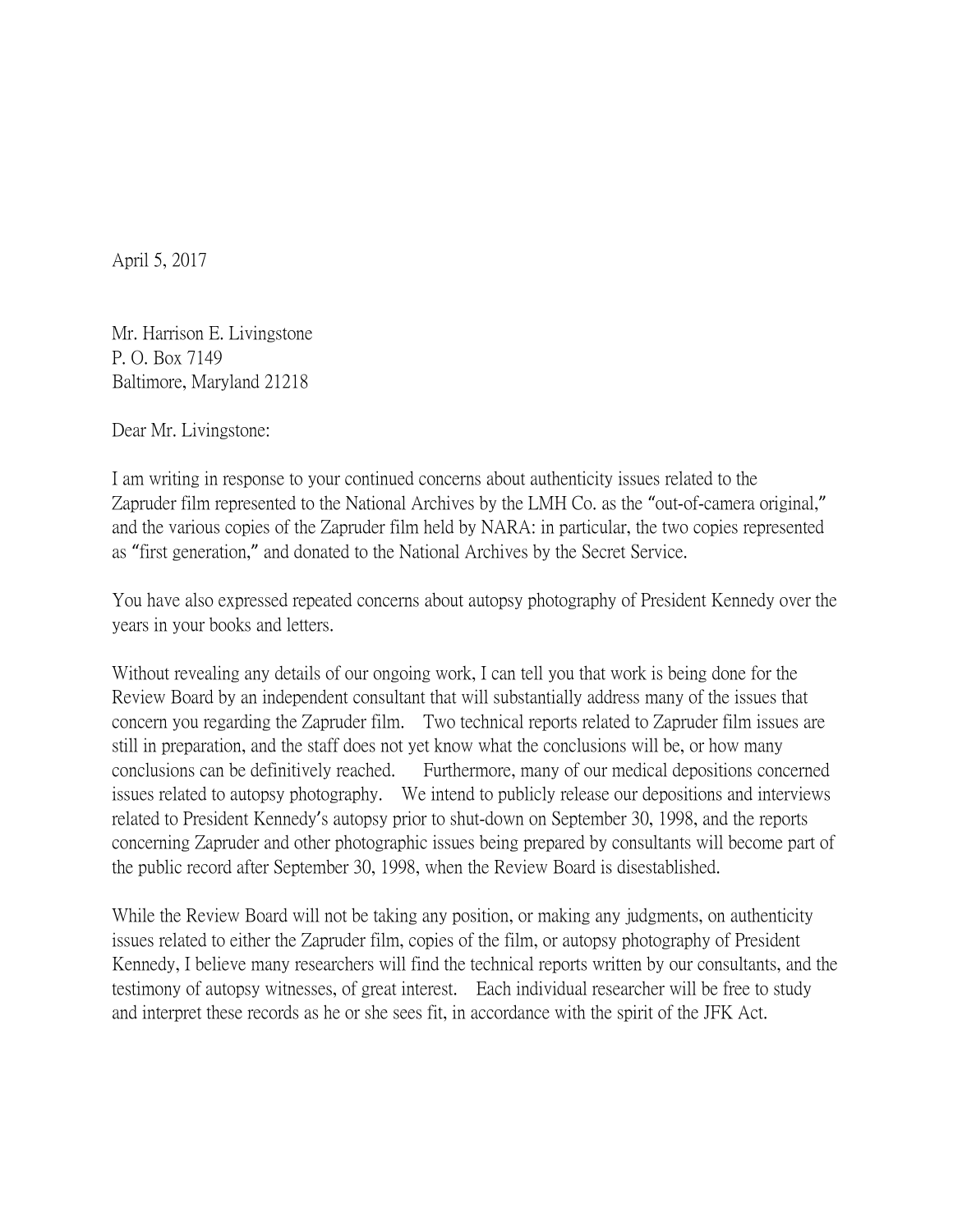April 5, 2017

Mr. Harrison E. Livingstone  
P. O. Box 7149  
Baltimore, Maryland 21218

Dear Mr. Livingstone:

I am writing in response to your continued concerns about authenticity issues related to the Zapruder film represented to the National Archives by the LMH Co. as the "out-of-camera original," and the various copies of the Zapruder film held by NARA: in particular, the two copies represented as "first generation," and donated to the National Archives by the Secret Service.

You have also expressed repeated concerns about autopsy photography of President Kennedy over the years in your books and letters.

Without revealing any details of our ongoing work, I can tell you that work is being done for the Review Board by an independent consultant that will substantially address many of the issues that concern you regarding the Zapruder film. Two technical reports related to Zapruder film issues are still in preparation, and the staff does not yet know what the conclusions will be, or how many conclusions can be definitively reached. Furthermore, many of our medical depositions concerned issues related to autopsy photography. We intend to publicly release our depositions and interviews related to President Kennedy's autopsy prior to shut-down on September 30, 1998, and the reports concerning Zapruder and other photographic issues being prepared by consultants will become part of the public record after September 30, 1998, when the Review Board is disestablished.

While the Review Board will not be taking any position, or making any judgments, on authenticity issues related to either the Zapruder film, copies of the film, or autopsy photography of President Kennedy, I believe many researchers will find the technical reports written by our consultants, and the testimony of autopsy witnesses, of great interest. Each individual researcher will be free to study and interpret these records as he or she sees fit, in accordance with the spirit of the JFK Act.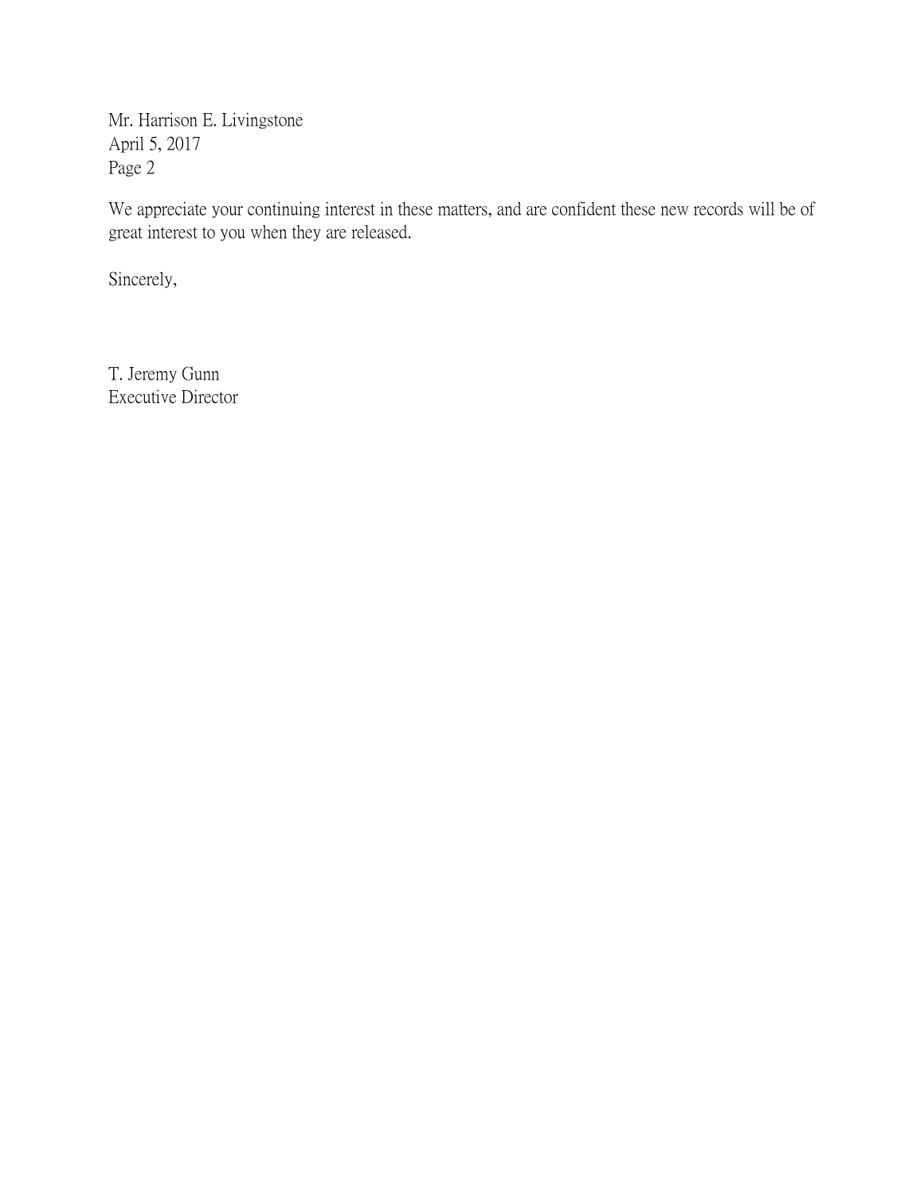Mr. Harrison E. Livingstone
April 5, 2017
Page 2

We appreciate your continuing interest in these matters, and are confident these new records will be of great interest to you when they are released.

Sincerely,

T. Jeremy Gunn
Executive Director